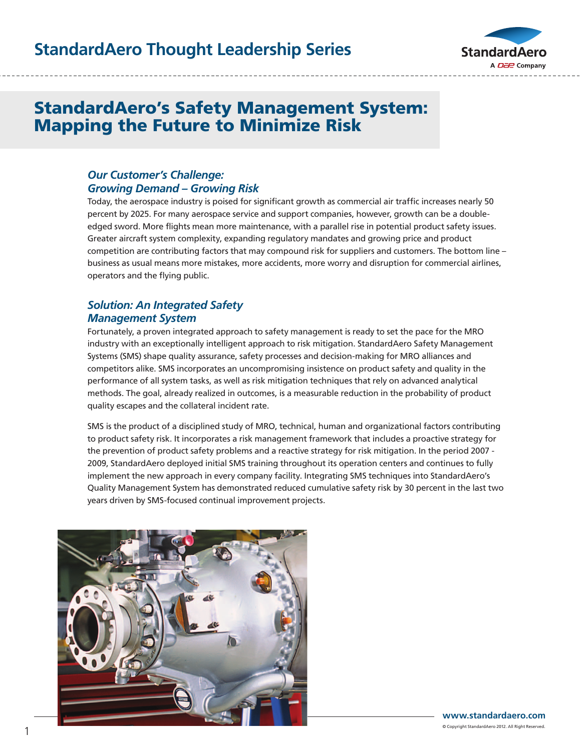# StandardAero's Safety Management System: Mapping the Future to Minimize Risk

### *Our Customer's Challenge: Growing Demand – Growing Risk*

Today, the aerospace industry is poised for significant growth as commercial air traffic increases nearly 50 percent by 2025. For many aerospace service and support companies, however, growth can be a double-edged sword. More flights mean more maintenance, with a parallel rise in potential product safety issues. Greater aircraft system complexity, expanding regulatory mandates and growing price and product competition are contributing factors that may compound risk for suppliers and customers. The bottom line – business as usual means more mistakes, more accidents, more worry and disruption for commercial airlines, operators and the flying public.

### *Solution: An Integrated Safety Management System*

Fortunately, a proven integrated approach to safety management is ready to set the pace for the MRO industry with an exceptionally intelligent approach to risk mitigation. StandardAero Safety Management Systems (SMS) shape quality assurance, safety processes and decision-making for MRO alliances and competitors alike. SMS incorporates an uncompromising insistence on product safety and quality in the performance of all system tasks, as well as risk mitigation techniques that rely on advanced analytical methods. The goal, already realized in outcomes, is a measurable reduction in the probability of product quality escapes and the collateral incident rate.

SMS is the product of a disciplined study of MRO, technical, human and organizational factors contributing to product safety risk. It incorporates a risk management framework that includes a proactive strategy for the prevention of product safety problems and a reactive strategy for risk mitigation. In the period 2007 - 2009, StandardAero deployed initial SMS training throughout its operation centers and continues to fully implement the new approach in every company facility. Integrating SMS techniques into StandardAero's Quality Management System has demonstrated reduced cumulative safety risk by 30 percent in the last two years driven by SMS-focused continual improvement projects.

www.standardaero.com

© Copyright StandardAero 2012. All Right Reserved.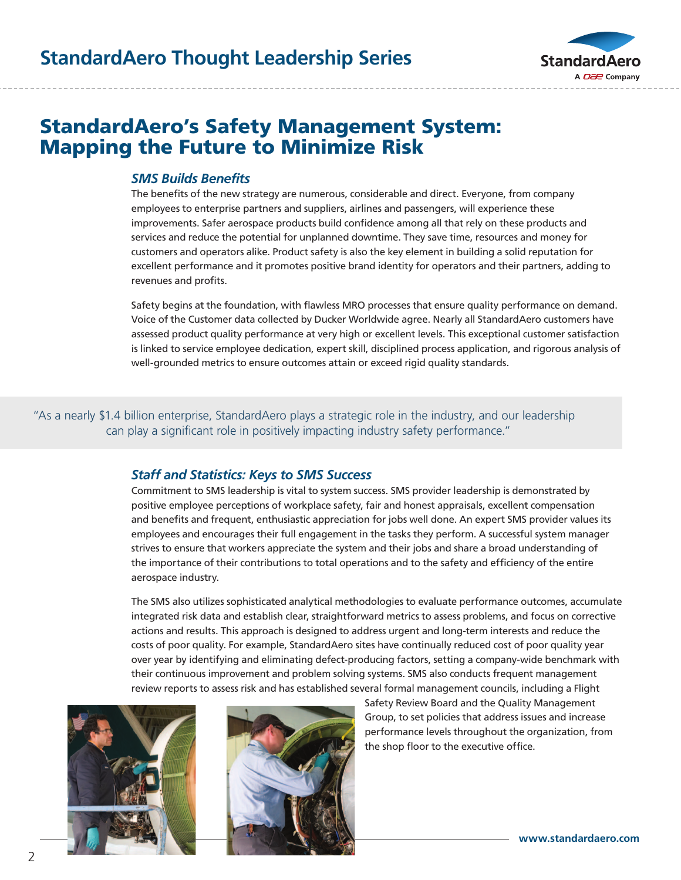# StandardAero's Safety Management System: Mapping the Future to Minimize Risk

### *SMS Builds Benefits*

The benefits of the new strategy are numerous, considerable and direct. Everyone, from company employees to enterprise partners and suppliers, airlines and passengers, will experience these improvements. Safer aerospace products build confidence among all that rely on these products and services and reduce the potential for unplanned downtime. They save time, resources and money for customers and operators alike. Product safety is also the key element in building a solid reputation for excellent performance and it promotes positive brand identity for operators and their partners, adding to revenues and profits.

Safety begins at the foundation, with flawless MRO processes that ensure quality performance on demand. Voice of the Customer data collected by Ducker Worldwide agree. Nearly all StandardAero customers have assessed product quality performance at very high or excellent levels. This exceptional customer satisfaction is linked to service employee dedication, expert skill, disciplined process application, and rigorous analysis of well-grounded metrics to ensure outcomes attain or exceed rigid quality standards.

> "As a nearly $1.4 billion enterprise, StandardAero plays a strategic role in the industry, and our leadership can play a significant role in positively impacting industry safety performance."

### *Staff and Statistics: Keys to SMS Success*

Commitment to SMS leadership is vital to system success. SMS provider leadership is demonstrated by positive employee perceptions of workplace safety, fair and honest appraisals, excellent compensation and benefits and frequent, enthusiastic appreciation for jobs well done. An expert SMS provider values its employees and encourages their full engagement in the tasks they perform. A successful system manager strives to ensure that workers appreciate the system and their jobs and share a broad understanding of the importance of their contributions to total operations and to the safety and efficiency of the entire aerospace industry.

The SMS also utilizes sophisticated analytical methodologies to evaluate performance outcomes, accumulate integrated risk data and establish clear, straightforward metrics to assess problems, and focus on corrective actions and results. This approach is designed to address urgent and long-term interests and reduce the costs of poor quality. For example, StandardAero sites have continually reduced cost of poor quality year over year by identifying and eliminating defect-producing factors, setting a company-wide benchmark with their continuous improvement and problem solving systems. SMS also conducts frequent management review reports to assess risk and has established several formal management councils, including a Flight Safety Review Board and the Quality Management Group, to set policies that address issues and increase performance levels throughout the organization, from the shop floor to the executive office.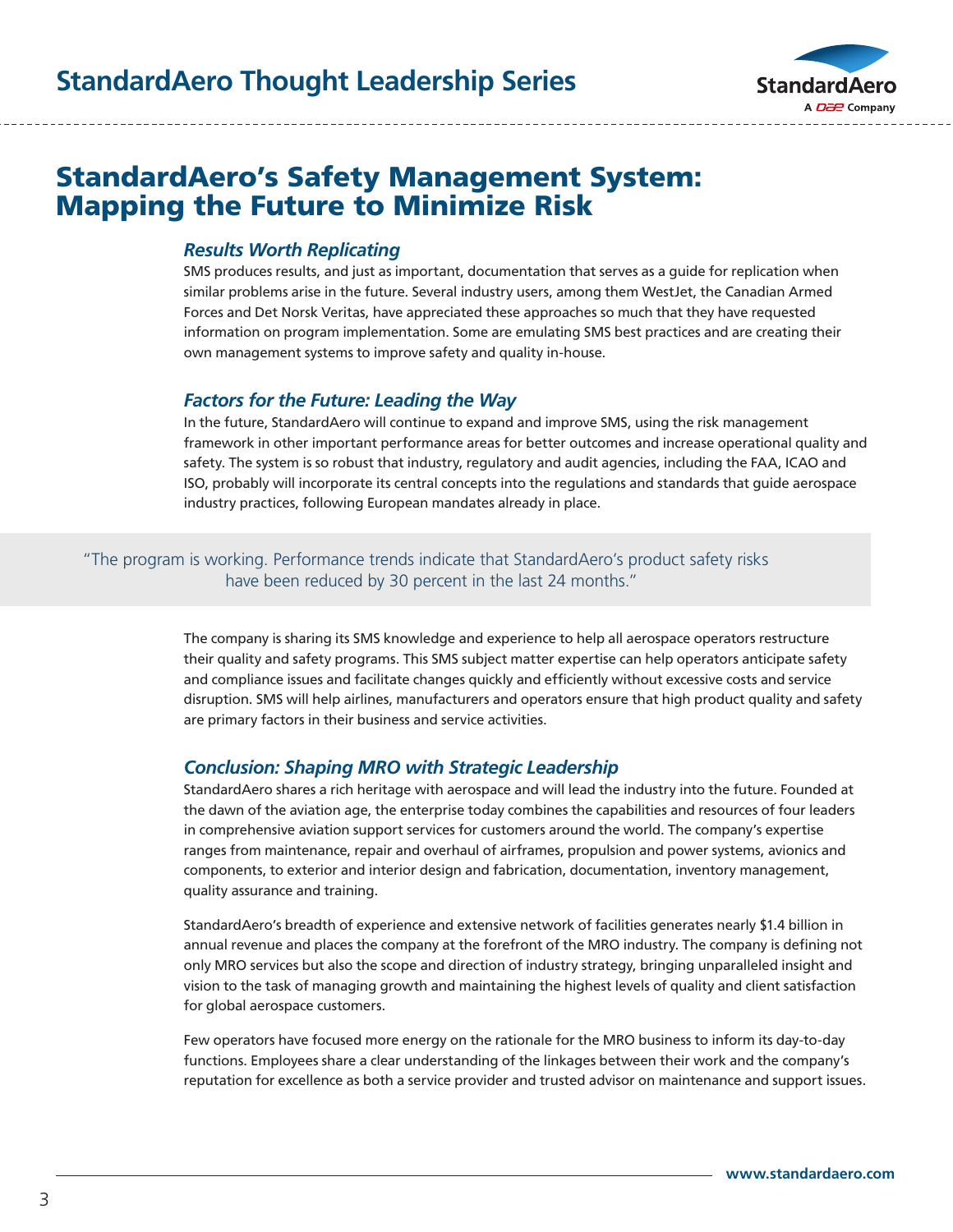# StandardAero's Safety Management System: Mapping the Future to Minimize Risk

### *Results Worth Replicating*

SMS produces results, and just as important, documentation that serves as a guide for replication when similar problems arise in the future. Several industry users, among them WestJet, the Canadian Armed Forces and Det Norsk Veritas, have appreciated these approaches so much that they have requested information on program implementation. Some are emulating SMS best practices and are creating their own management systems to improve safety and quality in-house.

### *Factors for the Future: Leading the Way*

In the future, StandardAero will continue to expand and improve SMS, using the risk management framework in other important performance areas for better outcomes and increase operational quality and safety. The system is so robust that industry, regulatory and audit agencies, including the FAA, ICAO and ISO, probably will incorporate its central concepts into the regulations and standards that guide aerospace industry practices, following European mandates already in place.

> "The program is working. Performance trends indicate that StandardAero's product safety risks have been reduced by 30 percent in the last 24 months."

The company is sharing its SMS knowledge and experience to help all aerospace operators restructure their quality and safety programs. This SMS subject matter expertise can help operators anticipate safety and compliance issues and facilitate changes quickly and efficiently without excessive costs and service disruption. SMS will help airlines, manufacturers and operators ensure that high product quality and safety are primary factors in their business and service activities.

### *Conclusion: Shaping MRO with Strategic Leadership*

StandardAero shares a rich heritage with aerospace and will lead the industry into the future. Founded at the dawn of the aviation age, the enterprise today combines the capabilities and resources of four leaders in comprehensive aviation support services for customers around the world. The company's expertise ranges from maintenance, repair and overhaul of airframes, propulsion and power systems, avionics and components, to exterior and interior design and fabrication, documentation, inventory management, quality assurance and training.

StandardAero's breadth of experience and extensive network of facilities generates nearly $1.4 billion in annual revenue and places the company at the forefront of the MRO industry. The company is defining not only MRO services but also the scope and direction of industry strategy, bringing unparalleled insight and vision to the task of managing growth and maintaining the highest levels of quality and client satisfaction for global aerospace customers.

Few operators have focused more energy on the rationale for the MRO business to inform its day-to-day functions. Employees share a clear understanding of the linkages between their work and the company's reputation for excellence as both a service provider and trusted advisor on maintenance and support issues.